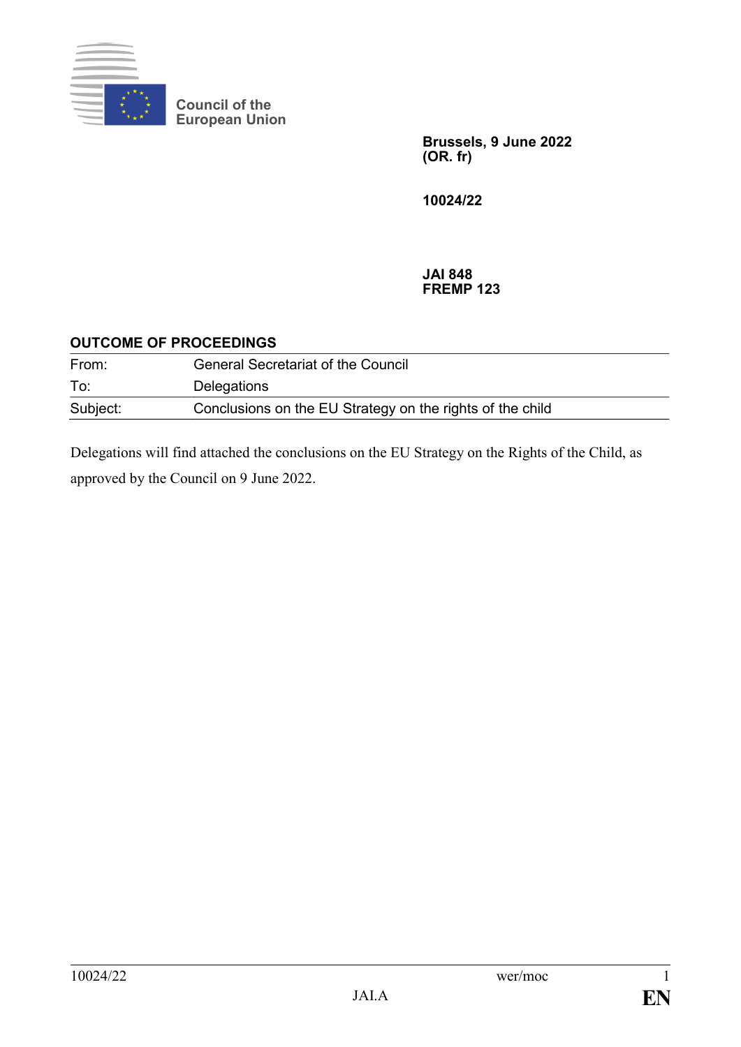Council of the European Union

**Brussels, 9 June 2022**
**(OR. fr)**

**10024/22**

**JAI 848**
**FREMP 123**

**OUTCOME OF PROCEEDINGS**

| | |
|---|---|
| From: | General Secretariat of the Council |
| To: | Delegations |
| Subject: | Conclusions on the EU Strategy on the rights of the child |

Delegations will find attached the conclusions on the EU Strategy on the Rights of the Child, as approved by the Council on 9 June 2022.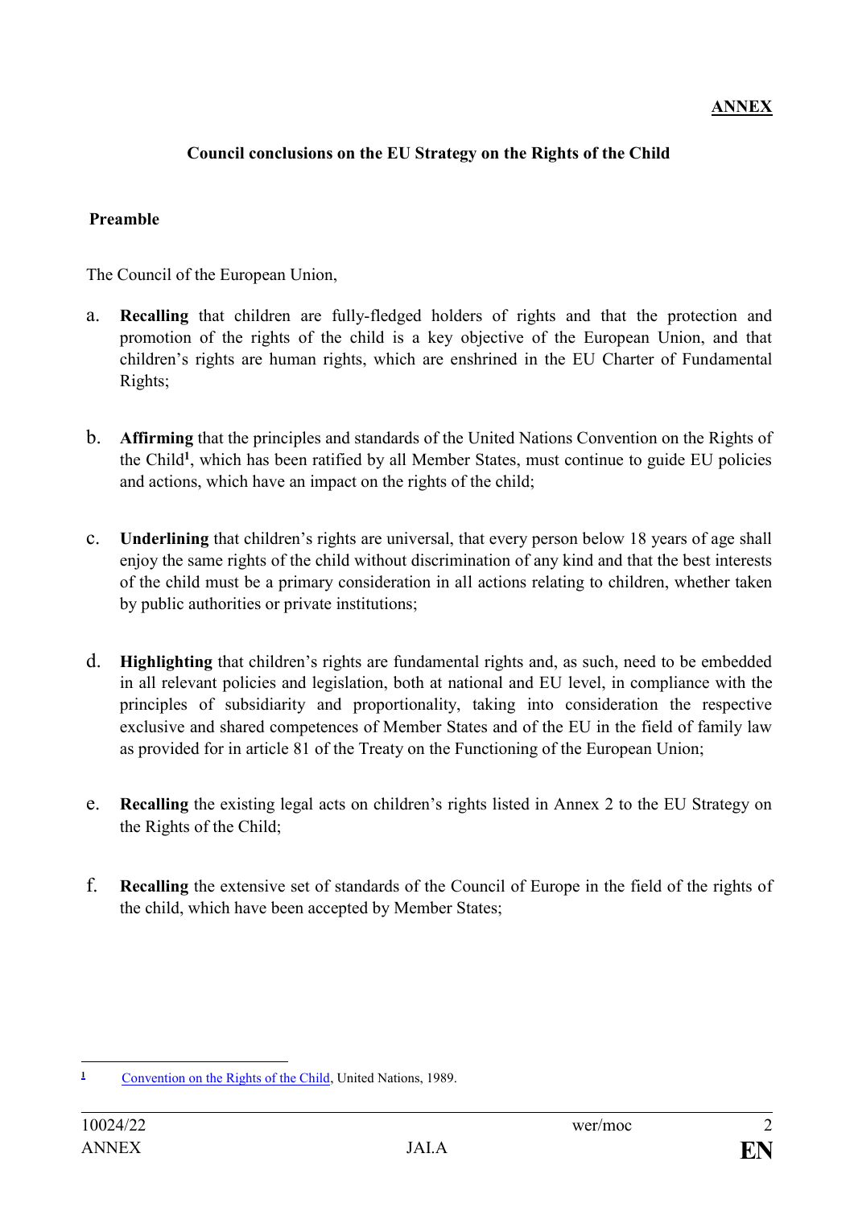**ANNEX**

## Council conclusions on the EU Strategy on the Rights of the Child

### Preamble

The Council of the European Union,

a. **Recalling** that children are fully-fledged holders of rights and that the protection and promotion of the rights of the child is a key objective of the European Union, and that children's rights are human rights, which are enshrined in the EU Charter of Fundamental Rights;

b. **Affirming** that the principles and standards of the United Nations Convention on the Rights of the Child[1], which has been ratified by all Member States, must continue to guide EU policies and actions, which have an impact on the rights of the child;

c. **Underlining** that children's rights are universal, that every person below 18 years of age shall enjoy the same rights of the child without discrimination of any kind and that the best interests of the child must be a primary consideration in all actions relating to children, whether taken by public authorities or private institutions;

d. **Highlighting** that children's rights are fundamental rights and, as such, need to be embedded in all relevant policies and legislation, both at national and EU level, in compliance with the principles of subsidiarity and proportionality, taking into consideration the respective exclusive and shared competences of Member States and of the EU in the field of family law as provided for in article 81 of the Treaty on the Functioning of the European Union;

e. **Recalling** the existing legal acts on children's rights listed in Annex 2 to the EU Strategy on the Rights of the Child;

f. **Recalling** the extensive set of standards of the Council of Europe in the field of the rights of the child, which have been accepted by Member States;

---

[1] Convention on the Rights of the Child, United Nations, 1989.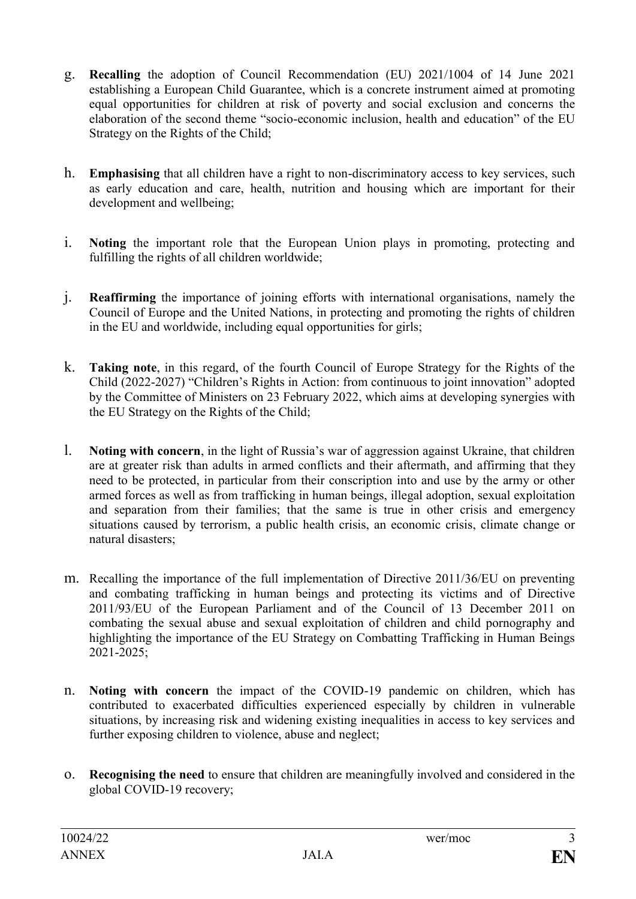g. **Recalling** the adoption of Council Recommendation (EU) 2021/1004 of 14 June 2021 establishing a European Child Guarantee, which is a concrete instrument aimed at promoting equal opportunities for children at risk of poverty and social exclusion and concerns the elaboration of the second theme "socio-economic inclusion, health and education" of the EU Strategy on the Rights of the Child;

h. **Emphasising** that all children have a right to non-discriminatory access to key services, such as early education and care, health, nutrition and housing which are important for their development and wellbeing;

i. **Noting** the important role that the European Union plays in promoting, protecting and fulfilling the rights of all children worldwide;

j. **Reaffirming** the importance of joining efforts with international organisations, namely the Council of Europe and the United Nations, in protecting and promoting the rights of children in the EU and worldwide, including equal opportunities for girls;

k. **Taking note**, in this regard, of the fourth Council of Europe Strategy for the Rights of the Child (2022-2027) "Children's Rights in Action: from continuous to joint innovation" adopted by the Committee of Ministers on 23 February 2022, which aims at developing synergies with the EU Strategy on the Rights of the Child;

l. **Noting with concern**, in the light of Russia's war of aggression against Ukraine, that children are at greater risk than adults in armed conflicts and their aftermath, and affirming that they need to be protected, in particular from their conscription into and use by the army or other armed forces as well as from trafficking in human beings, illegal adoption, sexual exploitation and separation from their families; that the same is true in other crisis and emergency situations caused by terrorism, a public health crisis, an economic crisis, climate change or natural disasters;

m. Recalling the importance of the full implementation of Directive 2011/36/EU on preventing and combating trafficking in human beings and protecting its victims and of Directive 2011/93/EU of the European Parliament and of the Council of 13 December 2011 on combating the sexual abuse and sexual exploitation of children and child pornography and highlighting the importance of the EU Strategy on Combatting Trafficking in Human Beings 2021-2025;

n. **Noting with concern** the impact of the COVID-19 pandemic on children, which has contributed to exacerbated difficulties experienced especially by children in vulnerable situations, by increasing risk and widening existing inequalities in access to key services and further exposing children to violence, abuse and neglect;

o. **Recognising the need** to ensure that children are meaningfully involved and considered in the global COVID-19 recovery;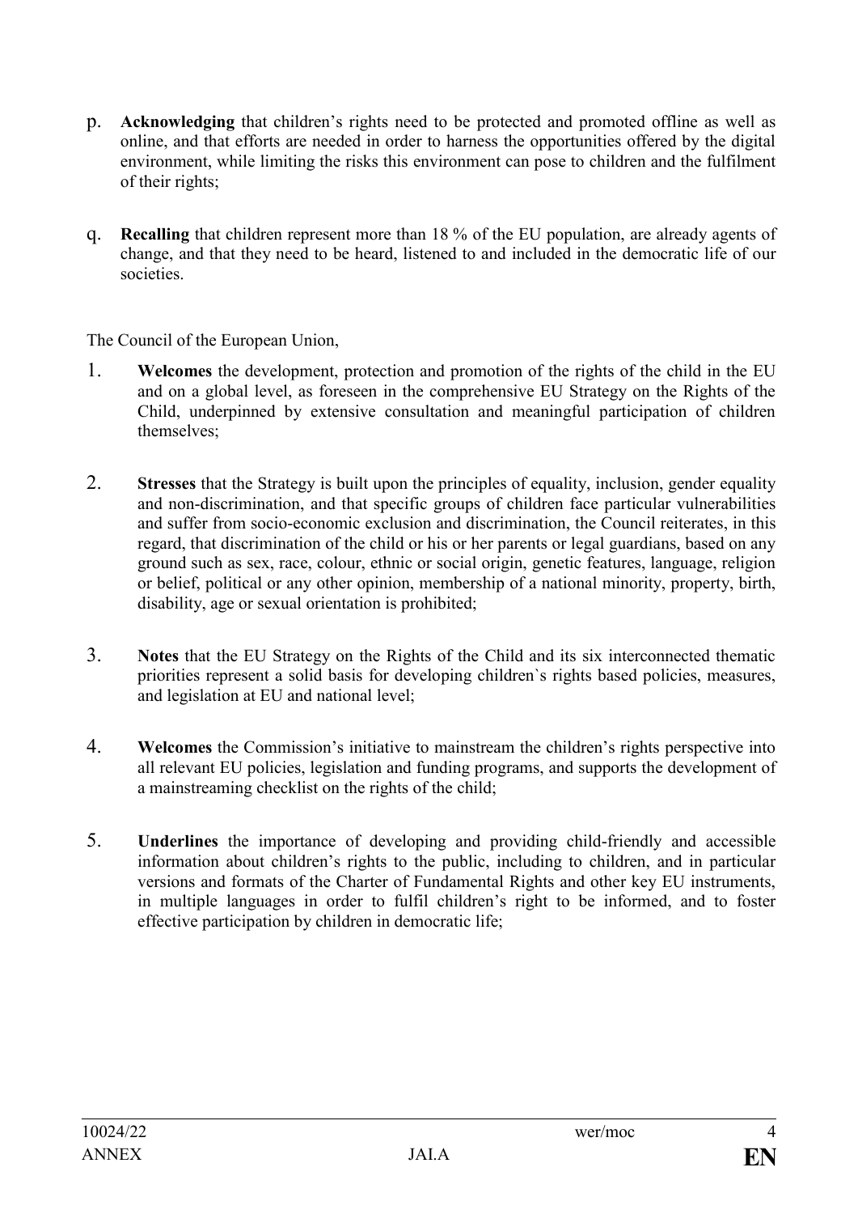p. **Acknowledging** that children's rights need to be protected and promoted offline as well as online, and that efforts are needed in order to harness the opportunities offered by the digital environment, while limiting the risks this environment can pose to children and the fulfilment of their rights;

q. **Recalling** that children represent more than 18 % of the EU population, are already agents of change, and that they need to be heard, listened to and included in the democratic life of our societies.

The Council of the European Union,

1. **Welcomes** the development, protection and promotion of the rights of the child in the EU and on a global level, as foreseen in the comprehensive EU Strategy on the Rights of the Child, underpinned by extensive consultation and meaningful participation of children themselves;

2. **Stresses** that the Strategy is built upon the principles of equality, inclusion, gender equality and non-discrimination, and that specific groups of children face particular vulnerabilities and suffer from socio-economic exclusion and discrimination, the Council reiterates, in this regard, that discrimination of the child or his or her parents or legal guardians, based on any ground such as sex, race, colour, ethnic or social origin, genetic features, language, religion or belief, political or any other opinion, membership of a national minority, property, birth, disability, age or sexual orientation is prohibited;

3. **Notes** that the EU Strategy on the Rights of the Child and its six interconnected thematic priorities represent a solid basis for developing children`s rights based policies, measures, and legislation at EU and national level;

4. **Welcomes** the Commission's initiative to mainstream the children's rights perspective into all relevant EU policies, legislation and funding programs, and supports the development of a mainstreaming checklist on the rights of the child;

5. **Underlines** the importance of developing and providing child-friendly and accessible information about children's rights to the public, including to children, and in particular versions and formats of the Charter of Fundamental Rights and other key EU instruments, in multiple languages in order to fulfil children's right to be informed, and to foster effective participation by children in democratic life;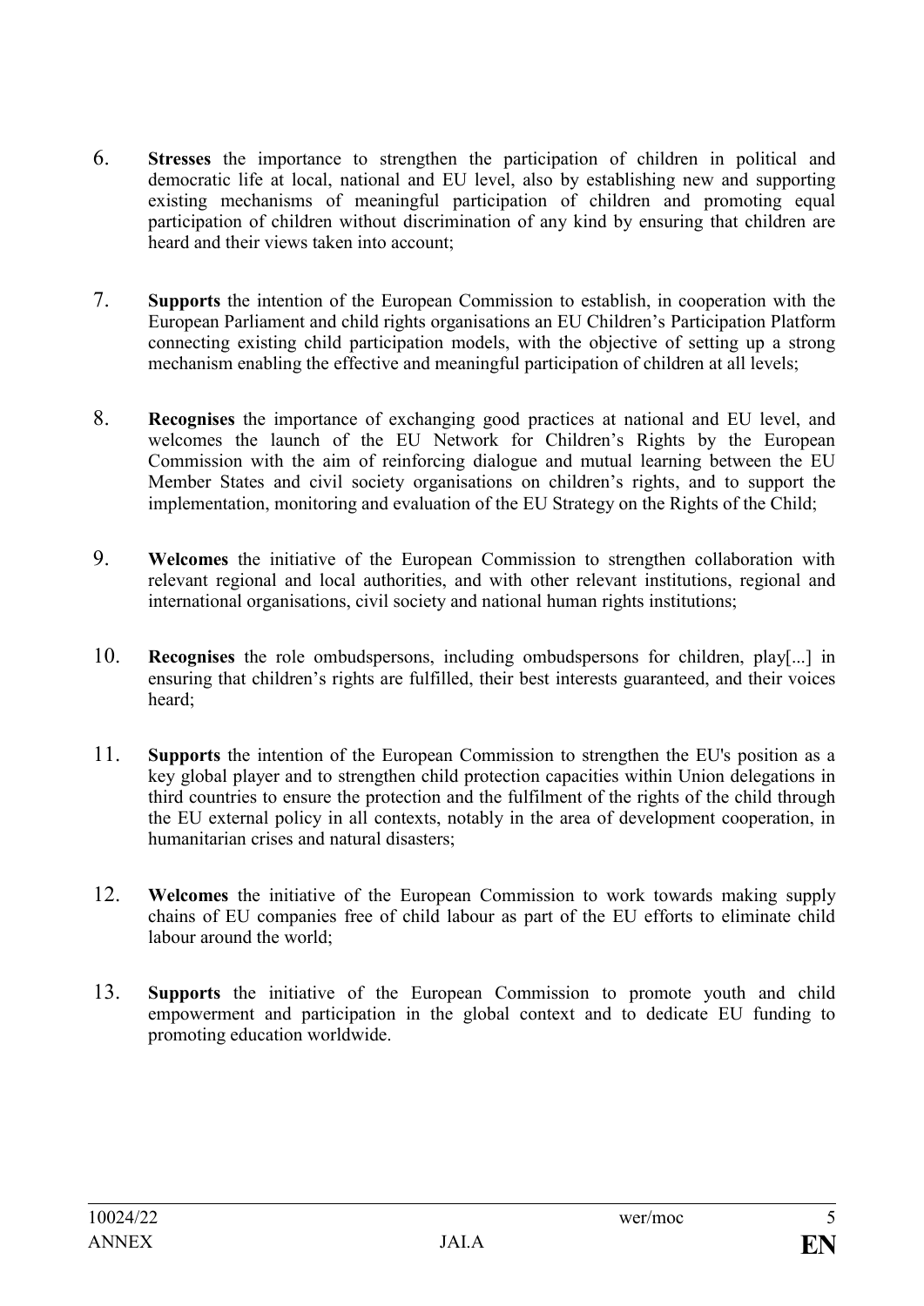6. **Stresses** the importance to strengthen the participation of children in political and democratic life at local, national and EU level, also by establishing new and supporting existing mechanisms of meaningful participation of children and promoting equal participation of children without discrimination of any kind by ensuring that children are heard and their views taken into account;

7. **Supports** the intention of the European Commission to establish, in cooperation with the European Parliament and child rights organisations an EU Children's Participation Platform connecting existing child participation models, with the objective of setting up a strong mechanism enabling the effective and meaningful participation of children at all levels;

8. **Recognises** the importance of exchanging good practices at national and EU level, and welcomes the launch of the EU Network for Children's Rights by the European Commission with the aim of reinforcing dialogue and mutual learning between the EU Member States and civil society organisations on children's rights, and to support the implementation, monitoring and evaluation of the EU Strategy on the Rights of the Child;

9. **Welcomes** the initiative of the European Commission to strengthen collaboration with relevant regional and local authorities, and with other relevant institutions, regional and international organisations, civil society and national human rights institutions;

10. **Recognises** the role ombudspersons, including ombudspersons for children, play[...] in ensuring that children's rights are fulfilled, their best interests guaranteed, and their voices heard;

11. **Supports** the intention of the European Commission to strengthen the EU's position as a key global player and to strengthen child protection capacities within Union delegations in third countries to ensure the protection and the fulfilment of the rights of the child through the EU external policy in all contexts, notably in the area of development cooperation, in humanitarian crises and natural disasters;

12. **Welcomes** the initiative of the European Commission to work towards making supply chains of EU companies free of child labour as part of the EU efforts to eliminate child labour around the world;

13. **Supports** the initiative of the European Commission to promote youth and child empowerment and participation in the global context and to dedicate EU funding to promoting education worldwide.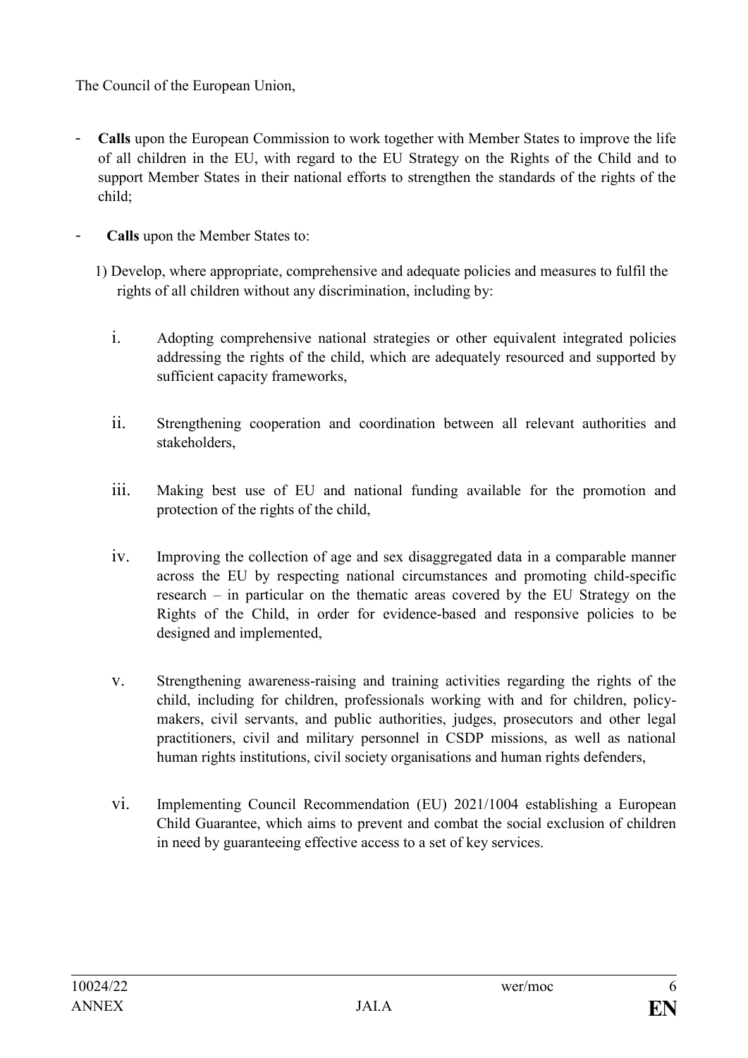The Council of the European Union,

- **Calls** upon the European Commission to work together with Member States to improve the life of all children in the EU, with regard to the EU Strategy on the Rights of the Child and to support Member States in their national efforts to strengthen the standards of the rights of the child;

- **Calls** upon the Member States to:

  1) Develop, where appropriate, comprehensive and adequate policies and measures to fulfil the rights of all children without any discrimination, including by:

     i. Adopting comprehensive national strategies or other equivalent integrated policies addressing the rights of the child, which are adequately resourced and supported by sufficient capacity frameworks,

     ii. Strengthening cooperation and coordination between all relevant authorities and stakeholders,

     iii. Making best use of EU and national funding available for the promotion and protection of the rights of the child,

     iv. Improving the collection of age and sex disaggregated data in a comparable manner across the EU by respecting national circumstances and promoting child-specific research – in particular on the thematic areas covered by the EU Strategy on the Rights of the Child, in order for evidence-based and responsive policies to be designed and implemented,

     v. Strengthening awareness-raising and training activities regarding the rights of the child, including for children, professionals working with and for children, policy-makers, civil servants, and public authorities, judges, prosecutors and other legal practitioners, civil and military personnel in CSDP missions, as well as national human rights institutions, civil society organisations and human rights defenders,

     vi. Implementing Council Recommendation (EU) 2021/1004 establishing a European Child Guarantee, which aims to prevent and combat the social exclusion of children in need by guaranteeing effective access to a set of key services.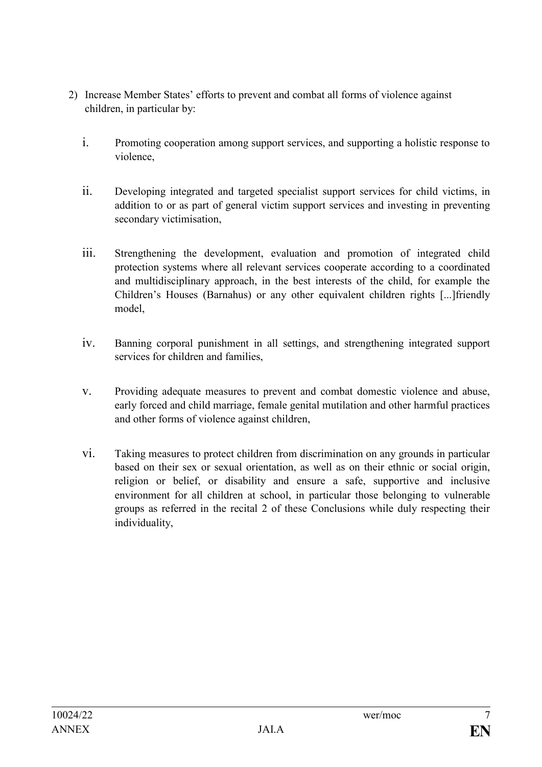2) Increase Member States' efforts to prevent and combat all forms of violence against children, in particular by:

   i. Promoting cooperation among support services, and supporting a holistic response to violence,

   ii. Developing integrated and targeted specialist support services for child victims, in addition to or as part of general victim support services and investing in preventing secondary victimisation,

   iii. Strengthening the development, evaluation and promotion of integrated child protection systems where all relevant services cooperate according to a coordinated and multidisciplinary approach, in the best interests of the child, for example the Children's Houses (Barnahus) or any other equivalent children rights [...]friendly model,

   iv. Banning corporal punishment in all settings, and strengthening integrated support services for children and families,

   v. Providing adequate measures to prevent and combat domestic violence and abuse, early forced and child marriage, female genital mutilation and other harmful practices and other forms of violence against children,

   vi. Taking measures to protect children from discrimination on any grounds in particular based on their sex or sexual orientation, as well as on their ethnic or social origin, religion or belief, or disability and ensure a safe, supportive and inclusive environment for all children at school, in particular those belonging to vulnerable groups as referred in the recital 2 of these Conclusions while duly respecting their individuality,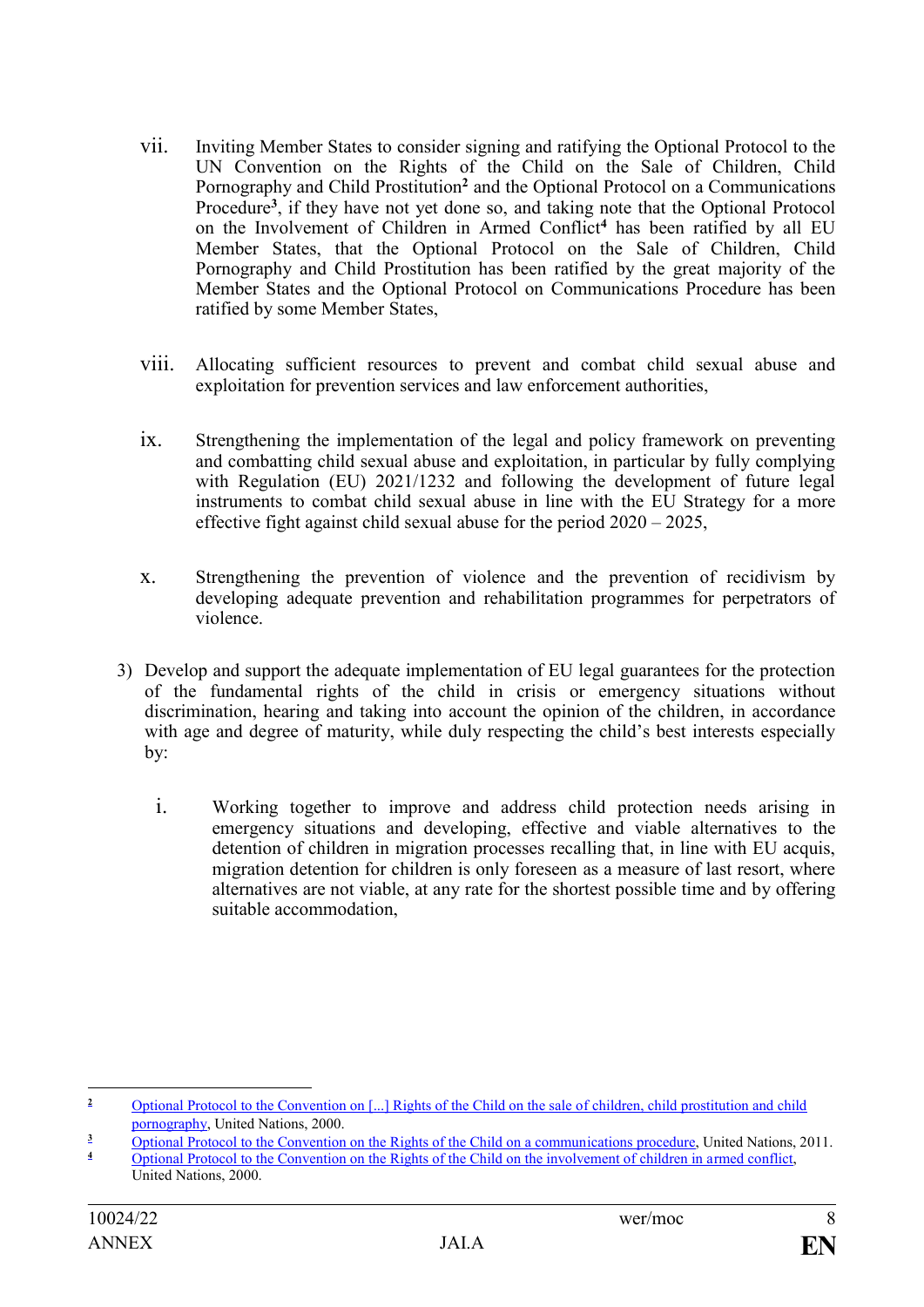vii. Inviting Member States to consider signing and ratifying the Optional Protocol to the UN Convention on the Rights of the Child on the Sale of Children, Child Pornography and Child Prostitution[2] and the Optional Protocol on a Communications Procedure[3], if they have not yet done so, and taking note that the Optional Protocol on the Involvement of Children in Armed Conflict[4] has been ratified by all EU Member States, that the Optional Protocol on the Sale of Children, Child Pornography and Child Prostitution has been ratified by the great majority of the Member States and the Optional Protocol on Communications Procedure has been ratified by some Member States,

viii. Allocating sufficient resources to prevent and combat child sexual abuse and exploitation for prevention services and law enforcement authorities,

ix. Strengthening the implementation of the legal and policy framework on preventing and combatting child sexual abuse and exploitation, in particular by fully complying with Regulation (EU) 2021/1232 and following the development of future legal instruments to combat child sexual abuse in line with the EU Strategy for a more effective fight against child sexual abuse for the period 2020 – 2025,

x. Strengthening the prevention of violence and the prevention of recidivism by developing adequate prevention and rehabilitation programmes for perpetrators of violence.

3) Develop and support the adequate implementation of EU legal guarantees for the protection of the fundamental rights of the child in crisis or emergency situations without discrimination, hearing and taking into account the opinion of the children, in accordance with age and degree of maturity, while duly respecting the child's best interests especially by:

   i. Working together to improve and address child protection needs arising in emergency situations and developing, effective and viable alternatives to the detention of children in migration processes recalling that, in line with EU acquis, migration detention for children is only foreseen as a measure of last resort, where alternatives are not viable, at any rate for the shortest possible time and by offering suitable accommodation,

---

[2] Optional Protocol to the Convention on [...] Rights of the Child on the sale of children, child prostitution and child pornography, United Nations, 2000.

[3] Optional Protocol to the Convention on the Rights of the Child on a communications procedure, United Nations, 2011.

[4] Optional Protocol to the Convention on the Rights of the Child on the involvement of children in armed conflict, United Nations, 2000.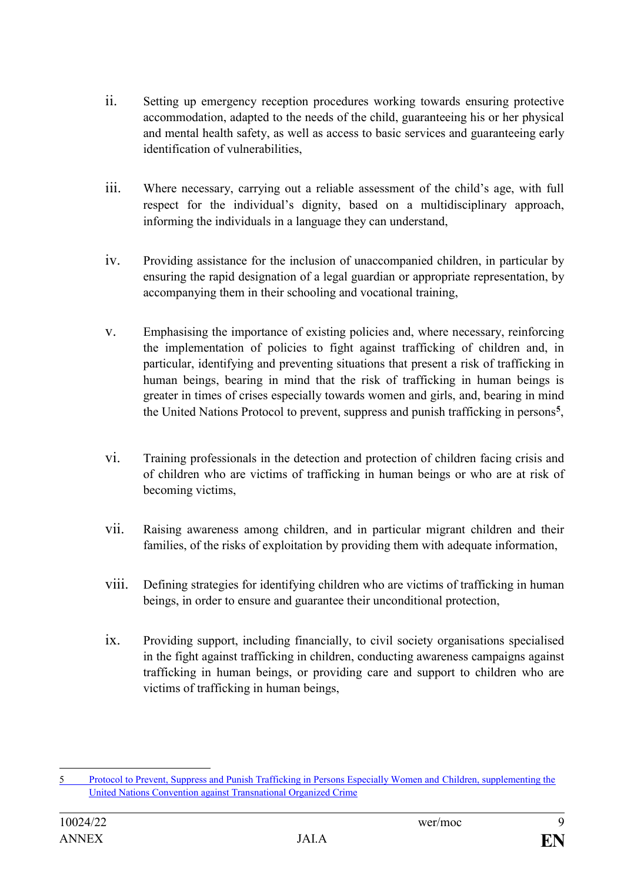ii. Setting up emergency reception procedures working towards ensuring protective accommodation, adapted to the needs of the child, guaranteeing his or her physical and mental health safety, as well as access to basic services and guaranteeing early identification of vulnerabilities,

iii. Where necessary, carrying out a reliable assessment of the child's age, with full respect for the individual's dignity, based on a multidisciplinary approach, informing the individuals in a language they can understand,

iv. Providing assistance for the inclusion of unaccompanied children, in particular by ensuring the rapid designation of a legal guardian or appropriate representation, by accompanying them in their schooling and vocational training,

v. Emphasising the importance of existing policies and, where necessary, reinforcing the implementation of policies to fight against trafficking of children and, in particular, identifying and preventing situations that present a risk of trafficking in human beings, bearing in mind that the risk of trafficking in human beings is greater in times of crises especially towards women and girls, and, bearing in mind the United Nations Protocol to prevent, suppress and punish trafficking in persons[5],

vi. Training professionals in the detection and protection of children facing crisis and of children who are victims of trafficking in human beings or who are at risk of becoming victims,

vii. Raising awareness among children, and in particular migrant children and their families, of the risks of exploitation by providing them with adequate information,

viii. Defining strategies for identifying children who are victims of trafficking in human beings, in order to ensure and guarantee their unconditional protection,

ix. Providing support, including financially, to civil society organisations specialised in the fight against trafficking in children, conducting awareness campaigns against trafficking in human beings, or providing care and support to children who are victims of trafficking in human beings,

---

5 Protocol to Prevent, Suppress and Punish Trafficking in Persons Especially Women and Children, supplementing the United Nations Convention against Transnational Organized Crime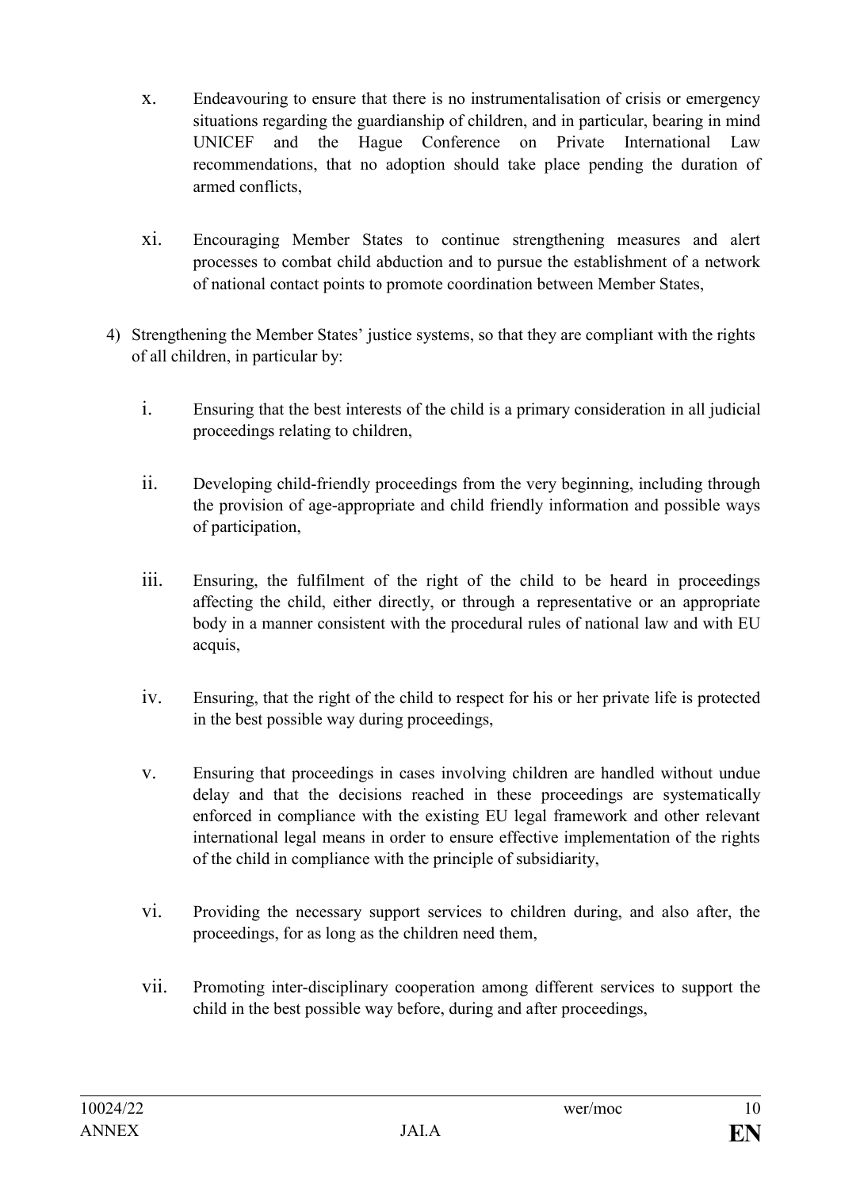x. Endeavouring to ensure that there is no instrumentalisation of crisis or emergency situations regarding the guardianship of children, and in particular, bearing in mind UNICEF and the Hague Conference on Private International Law recommendations, that no adoption should take place pending the duration of armed conflicts,

xi. Encouraging Member States to continue strengthening measures and alert processes to combat child abduction and to pursue the establishment of a network of national contact points to promote coordination between Member States,

4) Strengthening the Member States' justice systems, so that they are compliant with the rights of all children, in particular by:

   i. Ensuring that the best interests of the child is a primary consideration in all judicial proceedings relating to children,

   ii. Developing child-friendly proceedings from the very beginning, including through the provision of age-appropriate and child friendly information and possible ways of participation,

   iii. Ensuring, the fulfilment of the right of the child to be heard in proceedings affecting the child, either directly, or through a representative or an appropriate body in a manner consistent with the procedural rules of national law and with EU acquis,

   iv. Ensuring, that the right of the child to respect for his or her private life is protected in the best possible way during proceedings,

   v. Ensuring that proceedings in cases involving children are handled without undue delay and that the decisions reached in these proceedings are systematically enforced in compliance with the existing EU legal framework and other relevant international legal means in order to ensure effective implementation of the rights of the child in compliance with the principle of subsidiarity,

   vi. Providing the necessary support services to children during, and also after, the proceedings, for as long as the children need them,

   vii. Promoting inter-disciplinary cooperation among different services to support the child in the best possible way before, during and after proceedings,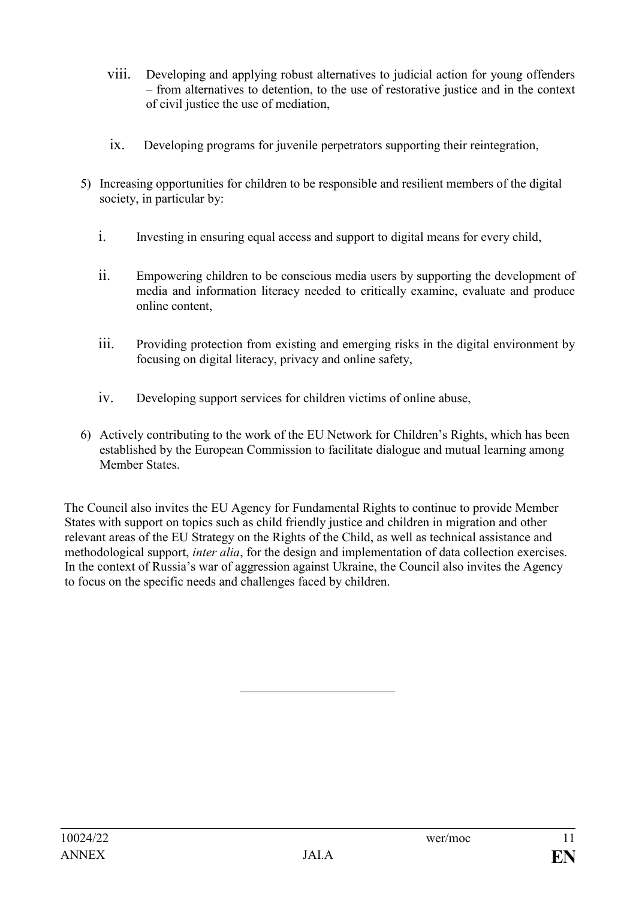viii. Developing and applying robust alternatives to judicial action for young offenders – from alternatives to detention, to the use of restorative justice and in the context of civil justice the use of mediation,

ix. Developing programs for juvenile perpetrators supporting their reintegration,

5) Increasing opportunities for children to be responsible and resilient members of the digital society, in particular by:

   i. Investing in ensuring equal access and support to digital means for every child,

   ii. Empowering children to be conscious media users by supporting the development of media and information literacy needed to critically examine, evaluate and produce online content,

   iii. Providing protection from existing and emerging risks in the digital environment by focusing on digital literacy, privacy and online safety,

   iv. Developing support services for children victims of online abuse,

6) Actively contributing to the work of the EU Network for Children's Rights, which has been established by the European Commission to facilitate dialogue and mutual learning among Member States.

The Council also invites the EU Agency for Fundamental Rights to continue to provide Member States with support on topics such as child friendly justice and children in migration and other relevant areas of the EU Strategy on the Rights of the Child, as well as technical assistance and methodological support, *inter alia*, for the design and implementation of data collection exercises. In the context of Russia's war of aggression against Ukraine, the Council also invites the Agency to focus on the specific needs and challenges faced by children.